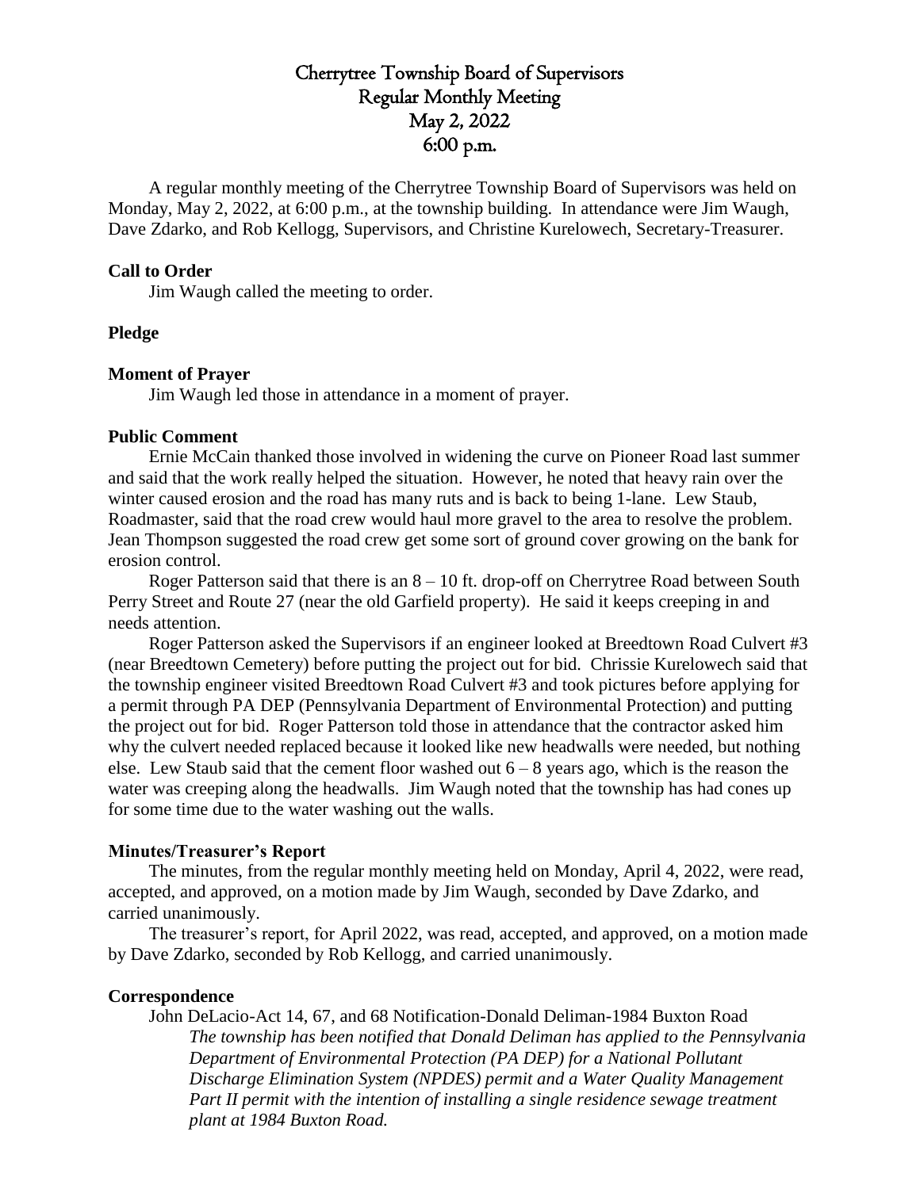# Cherrytree Township Board of Supervisors
## Regular Monthly Meeting
## May 2, 2022
## 6:00 p.m.

A regular monthly meeting of the Cherrytree Township Board of Supervisors was held on Monday, May 2, 2022, at 6:00 p.m., at the township building. In attendance were Jim Waugh, Dave Zdarko, and Rob Kellogg, Supervisors, and Christine Kurelowech, Secretary-Treasurer.

**Call to Order**

Jim Waugh called the meeting to order.

**Pledge**

**Moment of Prayer**

Jim Waugh led those in attendance in a moment of prayer.

**Public Comment**

Ernie McCain thanked those involved in widening the curve on Pioneer Road last summer and said that the work really helped the situation. However, he noted that heavy rain over the winter caused erosion and the road has many ruts and is back to being 1-lane. Lew Staub, Roadmaster, said that the road crew would haul more gravel to the area to resolve the problem. Jean Thompson suggested the road crew get some sort of ground cover growing on the bank for erosion control.

Roger Patterson said that there is an 8 – 10 ft. drop-off on Cherrytree Road between South Perry Street and Route 27 (near the old Garfield property). He said it keeps creeping in and needs attention.

Roger Patterson asked the Supervisors if an engineer looked at Breedtown Road Culvert #3 (near Breedtown Cemetery) before putting the project out for bid. Chrissie Kurelowech said that the township engineer visited Breedtown Road Culvert #3 and took pictures before applying for a permit through PA DEP (Pennsylvania Department of Environmental Protection) and putting the project out for bid. Roger Patterson told those in attendance that the contractor asked him why the culvert needed replaced because it looked like new headwalls were needed, but nothing else. Lew Staub said that the cement floor washed out 6 – 8 years ago, which is the reason the water was creeping along the headwalls. Jim Waugh noted that the township has had cones up for some time due to the water washing out the walls.

**Minutes/Treasurer's Report**

The minutes, from the regular monthly meeting held on Monday, April 4, 2022, were read, accepted, and approved, on a motion made by Jim Waugh, seconded by Dave Zdarko, and carried unanimously.

The treasurer's report, for April 2022, was read, accepted, and approved, on a motion made by Dave Zdarko, seconded by Rob Kellogg, and carried unanimously.

**Correspondence**

John DeLacio-Act 14, 67, and 68 Notification-Donald Deliman-1984 Buxton Road

*The township has been notified that Donald Deliman has applied to the Pennsylvania Department of Environmental Protection (PA DEP) for a National Pollutant Discharge Elimination System (NPDES) permit and a Water Quality Management Part II permit with the intention of installing a single residence sewage treatment plant at 1984 Buxton Road.*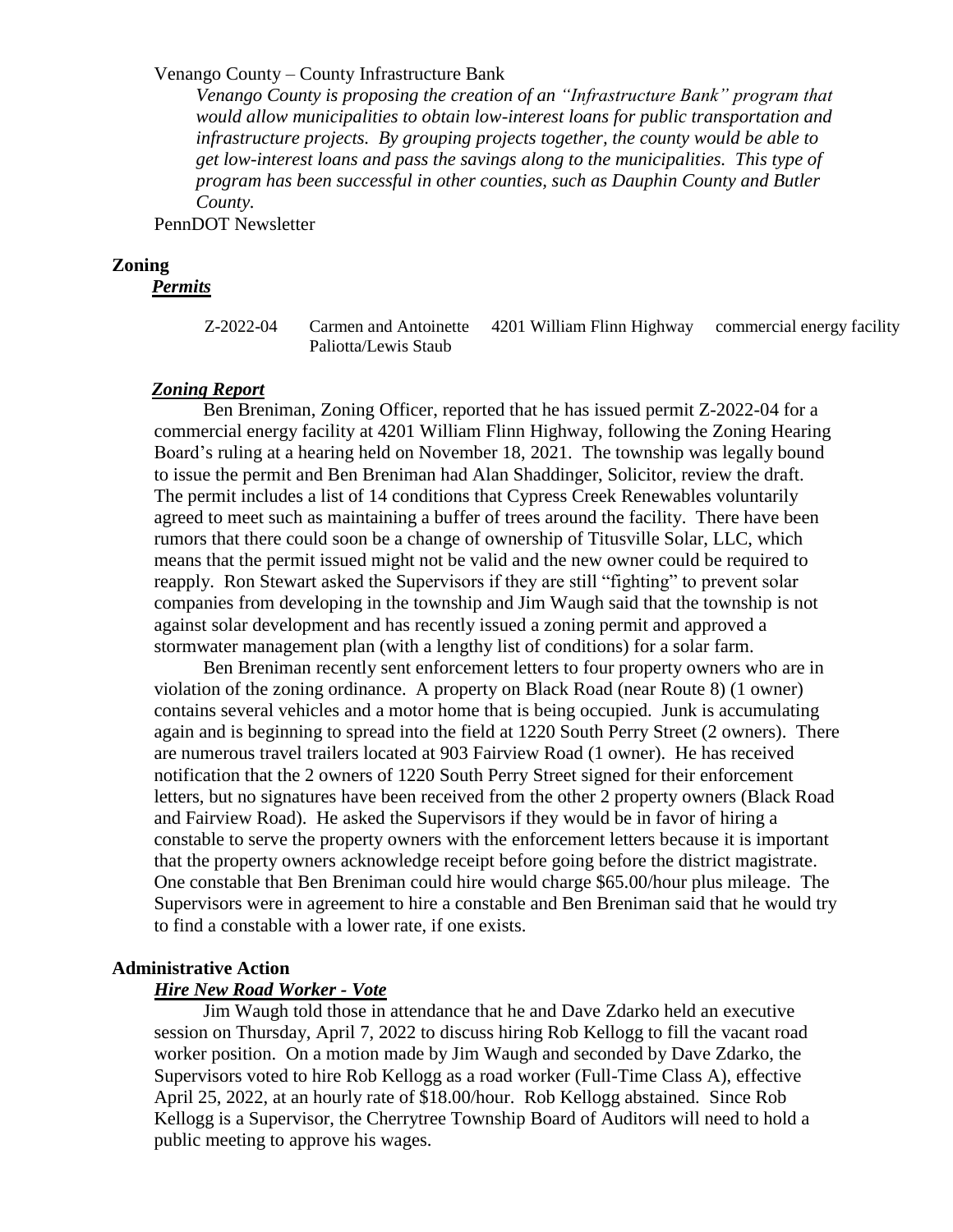Venango County – County Infrastructure Bank

*Venango County is proposing the creation of an "Infrastructure Bank" program that would allow municipalities to obtain low-interest loans for public transportation and infrastructure projects. By grouping projects together, the county would be able to get low-interest loans and pass the savings along to the municipalities. This type of program has been successful in other counties, such as Dauphin County and Butler County.*

PennDOT Newsletter

## Zoning

### *Permits*

| | | | |
|---|---|---|---|
| Z-2022-04 | Carmen and Antoinette Paliotta/Lewis Staub | 4201 William Flinn Highway | commercial energy facility |

### *Zoning Report*

Ben Breniman, Zoning Officer, reported that he has issued permit Z-2022-04 for a commercial energy facility at 4201 William Flinn Highway, following the Zoning Hearing Board's ruling at a hearing held on November 18, 2021. The township was legally bound to issue the permit and Ben Breniman had Alan Shaddinger, Solicitor, review the draft. The permit includes a list of 14 conditions that Cypress Creek Renewables voluntarily agreed to meet such as maintaining a buffer of trees around the facility. There have been rumors that there could soon be a change of ownership of Titusville Solar, LLC, which means that the permit issued might not be valid and the new owner could be required to reapply. Ron Stewart asked the Supervisors if they are still "fighting" to prevent solar companies from developing in the township and Jim Waugh said that the township is not against solar development and has recently issued a zoning permit and approved a stormwater management plan (with a lengthy list of conditions) for a solar farm.

Ben Breniman recently sent enforcement letters to four property owners who are in violation of the zoning ordinance. A property on Black Road (near Route 8) (1 owner) contains several vehicles and a motor home that is being occupied. Junk is accumulating again and is beginning to spread into the field at 1220 South Perry Street (2 owners). There are numerous travel trailers located at 903 Fairview Road (1 owner). He has received notification that the 2 owners of 1220 South Perry Street signed for their enforcement letters, but no signatures have been received from the other 2 property owners (Black Road and Fairview Road). He asked the Supervisors if they would be in favor of hiring a constable to serve the property owners with the enforcement letters because it is important that the property owners acknowledge receipt before going before the district magistrate. One constable that Ben Breniman could hire would charge $65.00/hour plus mileage. The Supervisors were in agreement to hire a constable and Ben Breniman said that he would try to find a constable with a lower rate, if one exists.

## Administrative Action

### *Hire New Road Worker - Vote*

Jim Waugh told those in attendance that he and Dave Zdarko held an executive session on Thursday, April 7, 2022 to discuss hiring Rob Kellogg to fill the vacant road worker position. On a motion made by Jim Waugh and seconded by Dave Zdarko, the Supervisors voted to hire Rob Kellogg as a road worker (Full-Time Class A), effective April 25, 2022, at an hourly rate of $18.00/hour. Rob Kellogg abstained. Since Rob Kellogg is a Supervisor, the Cherrytree Township Board of Auditors will need to hold a public meeting to approve his wages.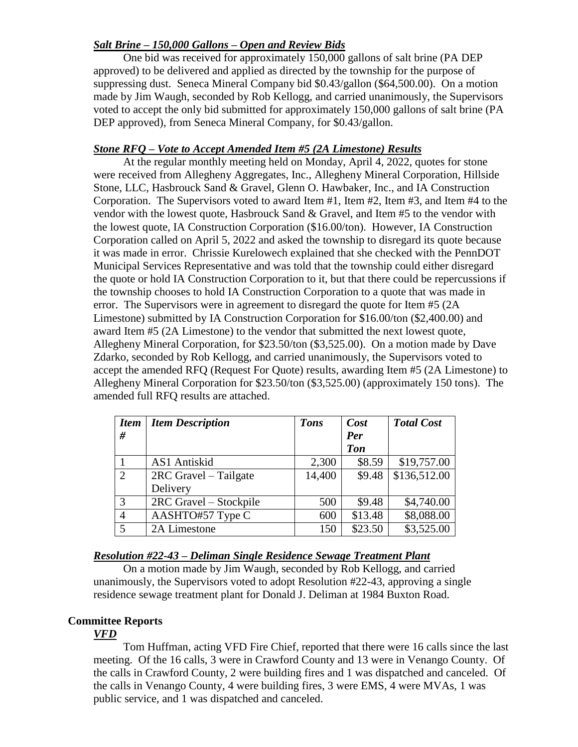***Salt Brine – 150,000 Gallons – Open and Review Bids***

One bid was received for approximately 150,000 gallons of salt brine (PA DEP approved) to be delivered and applied as directed by the township for the purpose of suppressing dust. Seneca Mineral Company bid $0.43/gallon ($64,500.00). On a motion made by Jim Waugh, seconded by Rob Kellogg, and carried unanimously, the Supervisors voted to accept the only bid submitted for approximately 150,000 gallons of salt brine (PA DEP approved), from Seneca Mineral Company, for $0.43/gallon.

***Stone RFQ – Vote to Accept Amended Item #5 (2A Limestone) Results***

At the regular monthly meeting held on Monday, April 4, 2022, quotes for stone were received from Allegheny Aggregates, Inc., Allegheny Mineral Corporation, Hillside Stone, LLC, Hasbrouck Sand & Gravel, Glenn O. Hawbaker, Inc., and IA Construction Corporation. The Supervisors voted to award Item #1, Item #2, Item #3, and Item #4 to the vendor with the lowest quote, Hasbrouck Sand & Gravel, and Item #5 to the vendor with the lowest quote, IA Construction Corporation ($16.00/ton). However, IA Construction Corporation called on April 5, 2022 and asked the township to disregard its quote because it was made in error. Chrissie Kurelowech explained that she checked with the PennDOT Municipal Services Representative and was told that the township could either disregard the quote or hold IA Construction Corporation to it, but that there could be repercussions if the township chooses to hold IA Construction Corporation to a quote that was made in error. The Supervisors were in agreement to disregard the quote for Item #5 (2A Limestone) submitted by IA Construction Corporation for $16.00/ton ($2,400.00) and award Item #5 (2A Limestone) to the vendor that submitted the next lowest quote, Allegheny Mineral Corporation, for $23.50/ton ($3,525.00). On a motion made by Dave Zdarko, seconded by Rob Kellogg, and carried unanimously, the Supervisors voted to accept the amended RFQ (Request For Quote) results, awarding Item #5 (2A Limestone) to Allegheny Mineral Corporation for $23.50/ton ($3,525.00) (approximately 150 tons). The amended full RFQ results are attached.

| ***Item #*** | ***Item Description*** | ***Tons*** | ***Cost Per Ton*** | ***Total Cost*** |
|---|---|---|---|---|
| 1 | AS1 Antiskid | 2,300 | $8.59 | $19,757.00 |
| 2 | 2RC Gravel – Tailgate Delivery | 14,400 | $9.48 | $136,512.00 |
| 3 | 2RC Gravel – Stockpile | 500 | $9.48 | $4,740.00 |
| 4 | AASHTO#57 Type C | 600 | $13.48 | $8,088.00 |
| 5 | 2A Limestone | 150 | $23.50 | $3,525.00 |

***Resolution #22-43 – Deliman Single Residence Sewage Treatment Plant***

On a motion made by Jim Waugh, seconded by Rob Kellogg, and carried unanimously, the Supervisors voted to adopt Resolution #22-43, approving a single residence sewage treatment plant for Donald J. Deliman at 1984 Buxton Road.

**Committee Reports**

***VFD***

Tom Huffman, acting VFD Fire Chief, reported that there were 16 calls since the last meeting. Of the 16 calls, 3 were in Crawford County and 13 were in Venango County. Of the calls in Crawford County, 2 were building fires and 1 was dispatched and canceled. Of the calls in Venango County, 4 were building fires, 3 were EMS, 4 were MVAs, 1 was public service, and 1 was dispatched and canceled.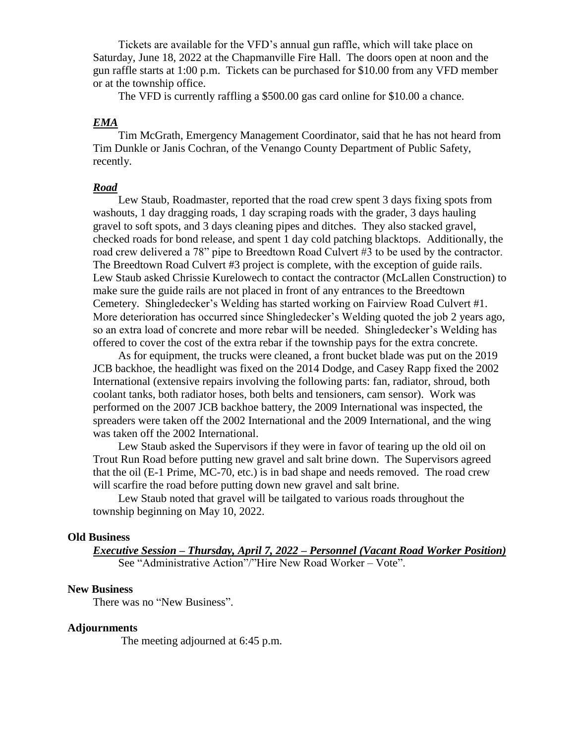Tickets are available for the VFD's annual gun raffle, which will take place on Saturday, June 18, 2022 at the Chapmanville Fire Hall. The doors open at noon and the gun raffle starts at 1:00 p.m. Tickets can be purchased for $10.00 from any VFD member or at the township office.

The VFD is currently raffling a $500.00 gas card online for $10.00 a chance.

### ***EMA***

Tim McGrath, Emergency Management Coordinator, said that he has not heard from Tim Dunkle or Janis Cochran, of the Venango County Department of Public Safety, recently.

### ***Road***

Lew Staub, Roadmaster, reported that the road crew spent 3 days fixing spots from washouts, 1 day dragging roads, 1 day scraping roads with the grader, 3 days hauling gravel to soft spots, and 3 days cleaning pipes and ditches. They also stacked gravel, checked roads for bond release, and spent 1 day cold patching blacktops. Additionally, the road crew delivered a 78" pipe to Breedtown Road Culvert #3 to be used by the contractor. The Breedtown Road Culvert #3 project is complete, with the exception of guide rails. Lew Staub asked Chrissie Kurelowech to contact the contractor (McLallen Construction) to make sure the guide rails are not placed in front of any entrances to the Breedtown Cemetery. Shingledecker's Welding has started working on Fairview Road Culvert #1. More deterioration has occurred since Shingledecker's Welding quoted the job 2 years ago, so an extra load of concrete and more rebar will be needed. Shingledecker's Welding has offered to cover the cost of the extra rebar if the township pays for the extra concrete.

As for equipment, the trucks were cleaned, a front bucket blade was put on the 2019 JCB backhoe, the headlight was fixed on the 2014 Dodge, and Casey Rapp fixed the 2002 International (extensive repairs involving the following parts: fan, radiator, shroud, both coolant tanks, both radiator hoses, both belts and tensioners, cam sensor). Work was performed on the 2007 JCB backhoe battery, the 2009 International was inspected, the spreaders were taken off the 2002 International and the 2009 International, and the wing was taken off the 2002 International.

Lew Staub asked the Supervisors if they were in favor of tearing up the old oil on Trout Run Road before putting new gravel and salt brine down. The Supervisors agreed that the oil (E-1 Prime, MC-70, etc.) is in bad shape and needs removed. The road crew will scarfire the road before putting down new gravel and salt brine.

Lew Staub noted that gravel will be tailgated to various roads throughout the township beginning on May 10, 2022.

## **Old Business**

### ***Executive Session – Thursday, April 7, 2022 – Personnel (Vacant Road Worker Position)***

See "Administrative Action"/"Hire New Road Worker – Vote".

## **New Business**

There was no "New Business".

## **Adjournments**

The meeting adjourned at 6:45 p.m.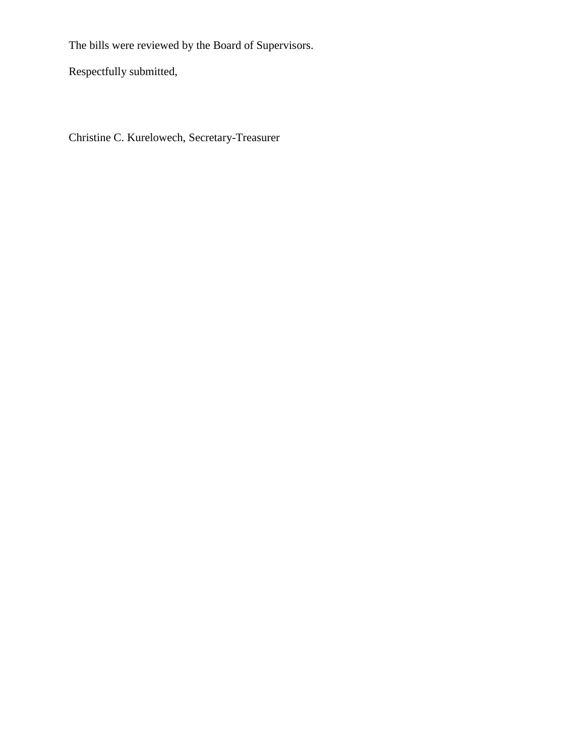The bills were reviewed by the Board of Supervisors.

Respectfully submitted,

Christine C. Kurelowech, Secretary-Treasurer